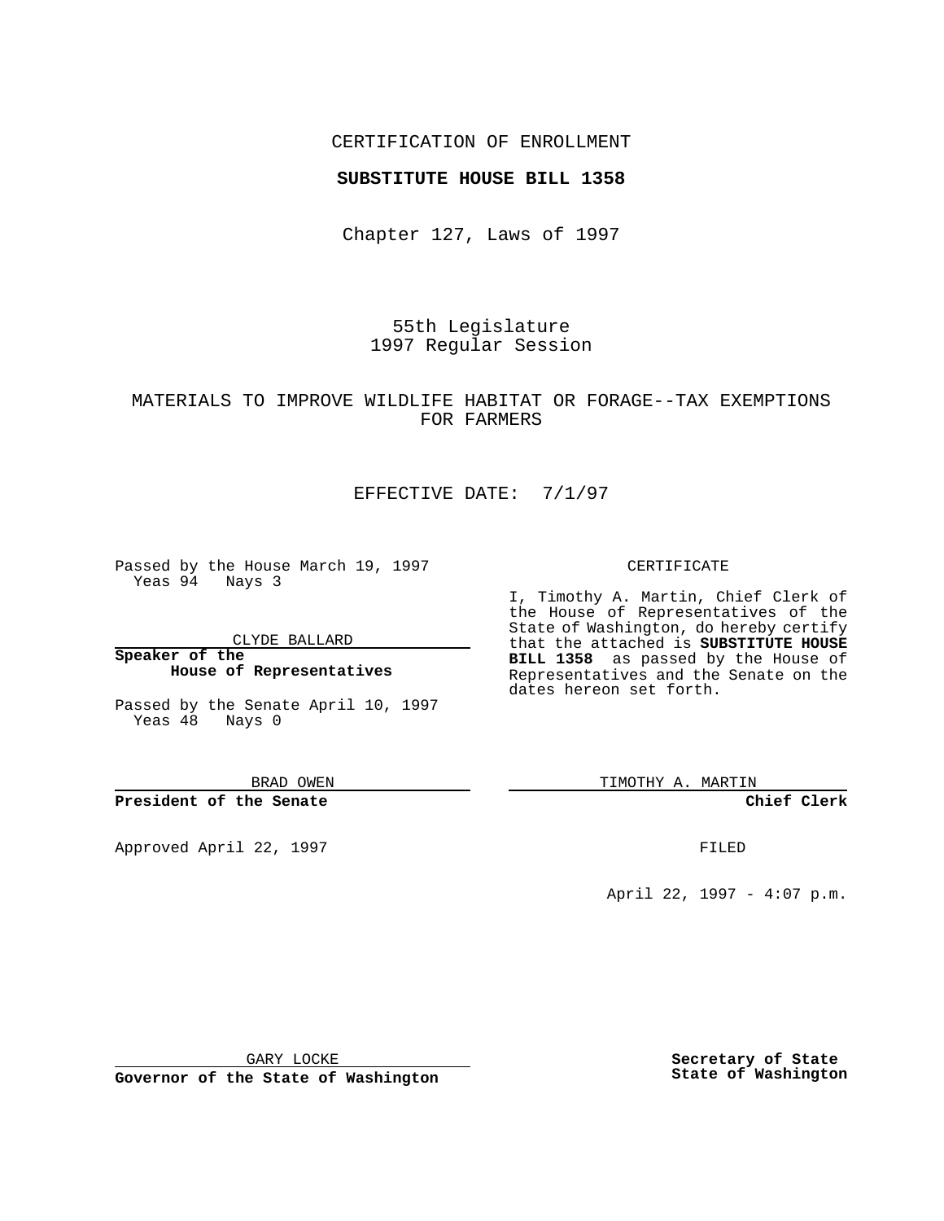CERTIFICATION OF ENROLLMENT

**SUBSTITUTE HOUSE BILL 1358**

Chapter 127, Laws of 1997

55th Legislature
1997 Regular Session

MATERIALS TO IMPROVE WILDLIFE HABITAT OR FORAGE--TAX EXEMPTIONS FOR FARMERS

EFFECTIVE DATE: 7/1/97

Passed by the House March 19, 1997
Yeas 94 Nays 3

CLYDE BALLARD

**Speaker of the House of Representatives**

Passed by the Senate April 10, 1997
Yeas 48 Nays 0

BRAD OWEN

**President of the Senate**

Approved April 22, 1997

GARY LOCKE

**Governor of the State of Washington**

CERTIFICATE

I, Timothy A. Martin, Chief Clerk of the House of Representatives of the State of Washington, do hereby certify that the attached is **SUBSTITUTE HOUSE BILL 1358** as passed by the House of Representatives and the Senate on the dates hereon set forth.

TIMOTHY A. MARTIN

**Chief Clerk**

FILED

April 22, 1997 - 4:07 p.m.

**Secretary of State State of Washington**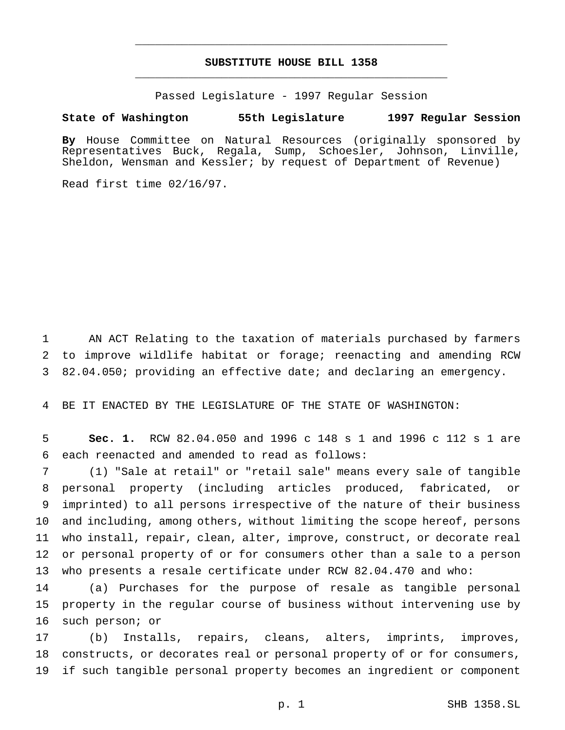# SUBSTITUTE HOUSE BILL 1358

Passed Legislature - 1997 Regular Session

**State of Washington 55th Legislature 1997 Regular Session**

**By** House Committee on Natural Resources (originally sponsored by Representatives Buck, Regala, Sump, Schoesler, Johnson, Linville, Sheldon, Wensman and Kessler; by request of Department of Revenue)

Read first time 02/16/97.

AN ACT Relating to the taxation of materials purchased by farmers to improve wildlife habitat or forage; reenacting and amending RCW 82.04.050; providing an effective date; and declaring an emergency.

BE IT ENACTED BY THE LEGISLATURE OF THE STATE OF WASHINGTON:

**Sec. 1.** RCW 82.04.050 and 1996 c 148 s 1 and 1996 c 112 s 1 are each reenacted and amended to read as follows:

(1) "Sale at retail" or "retail sale" means every sale of tangible personal property (including articles produced, fabricated, or imprinted) to all persons irrespective of the nature of their business and including, among others, without limiting the scope hereof, persons who install, repair, clean, alter, improve, construct, or decorate real or personal property of or for consumers other than a sale to a person who presents a resale certificate under RCW 82.04.470 and who:

(a) Purchases for the purpose of resale as tangible personal property in the regular course of business without intervening use by such person; or

(b) Installs, repairs, cleans, alters, imprints, improves, constructs, or decorates real or personal property of or for consumers, if such tangible personal property becomes an ingredient or component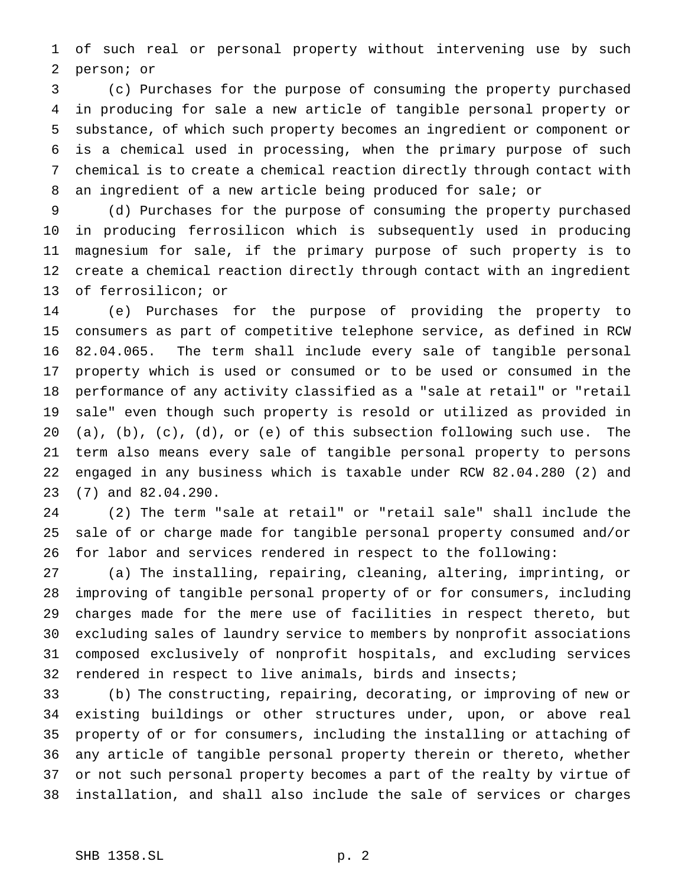of such real or personal property without intervening use by such person; or

(c) Purchases for the purpose of consuming the property purchased in producing for sale a new article of tangible personal property or substance, of which such property becomes an ingredient or component or is a chemical used in processing, when the primary purpose of such chemical is to create a chemical reaction directly through contact with an ingredient of a new article being produced for sale; or

(d) Purchases for the purpose of consuming the property purchased in producing ferrosilicon which is subsequently used in producing magnesium for sale, if the primary purpose of such property is to create a chemical reaction directly through contact with an ingredient of ferrosilicon; or

(e) Purchases for the purpose of providing the property to consumers as part of competitive telephone service, as defined in RCW 82.04.065. The term shall include every sale of tangible personal property which is used or consumed or to be used or consumed in the performance of any activity classified as a "sale at retail" or "retail sale" even though such property is resold or utilized as provided in (a), (b), (c), (d), or (e) of this subsection following such use. The term also means every sale of tangible personal property to persons engaged in any business which is taxable under RCW 82.04.280 (2) and (7) and 82.04.290.

(2) The term "sale at retail" or "retail sale" shall include the sale of or charge made for tangible personal property consumed and/or for labor and services rendered in respect to the following:

(a) The installing, repairing, cleaning, altering, imprinting, or improving of tangible personal property of or for consumers, including charges made for the mere use of facilities in respect thereto, but excluding sales of laundry service to members by nonprofit associations composed exclusively of nonprofit hospitals, and excluding services rendered in respect to live animals, birds and insects;

(b) The constructing, repairing, decorating, or improving of new or existing buildings or other structures under, upon, or above real property of or for consumers, including the installing or attaching of any article of tangible personal property therein or thereto, whether or not such personal property becomes a part of the realty by virtue of installation, and shall also include the sale of services or charges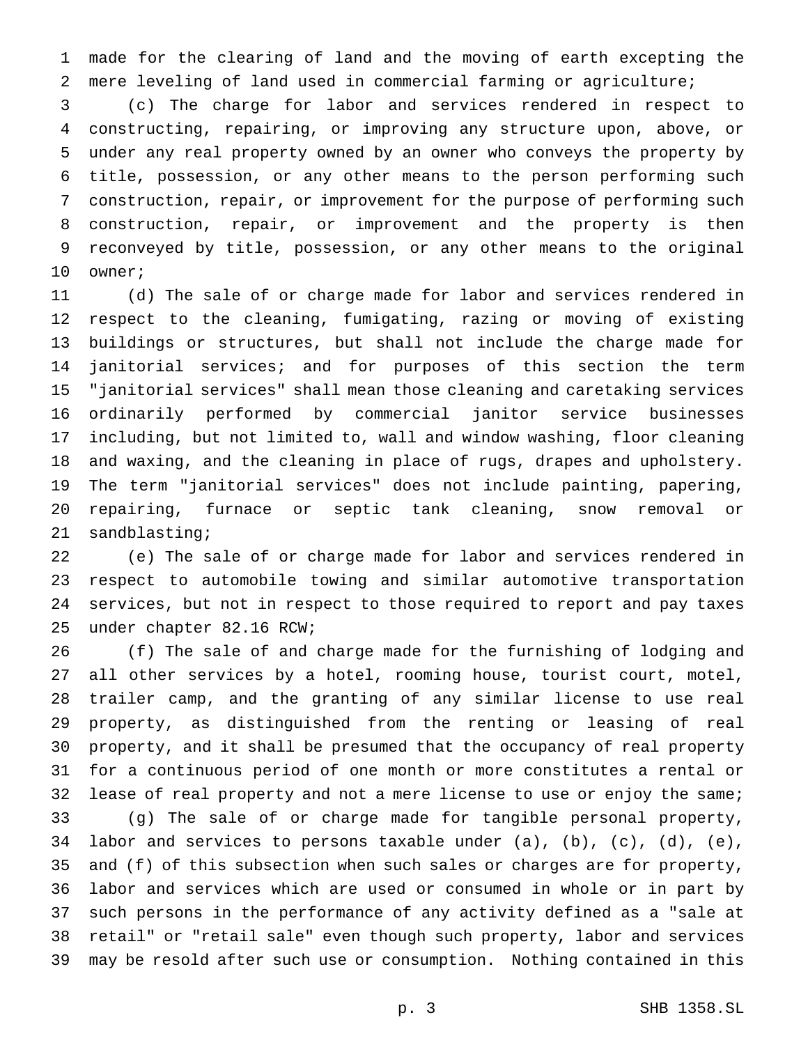made for the clearing of land and the moving of earth excepting the mere leveling of land used in commercial farming or agriculture;

(c) The charge for labor and services rendered in respect to constructing, repairing, or improving any structure upon, above, or under any real property owned by an owner who conveys the property by title, possession, or any other means to the person performing such construction, repair, or improvement for the purpose of performing such construction, repair, or improvement and the property is then reconveyed by title, possession, or any other means to the original owner;

(d) The sale of or charge made for labor and services rendered in respect to the cleaning, fumigating, razing or moving of existing buildings or structures, but shall not include the charge made for janitorial services; and for purposes of this section the term "janitorial services" shall mean those cleaning and caretaking services ordinarily performed by commercial janitor service businesses including, but not limited to, wall and window washing, floor cleaning and waxing, and the cleaning in place of rugs, drapes and upholstery. The term "janitorial services" does not include painting, papering, repairing, furnace or septic tank cleaning, snow removal or sandblasting;

(e) The sale of or charge made for labor and services rendered in respect to automobile towing and similar automotive transportation services, but not in respect to those required to report and pay taxes under chapter 82.16 RCW;

(f) The sale of and charge made for the furnishing of lodging and all other services by a hotel, rooming house, tourist court, motel, trailer camp, and the granting of any similar license to use real property, as distinguished from the renting or leasing of real property, and it shall be presumed that the occupancy of real property for a continuous period of one month or more constitutes a rental or lease of real property and not a mere license to use or enjoy the same;

(g) The sale of or charge made for tangible personal property, labor and services to persons taxable under (a), (b), (c), (d), (e), and (f) of this subsection when such sales or charges are for property, labor and services which are used or consumed in whole or in part by such persons in the performance of any activity defined as a "sale at retail" or "retail sale" even though such property, labor and services may be resold after such use or consumption. Nothing contained in this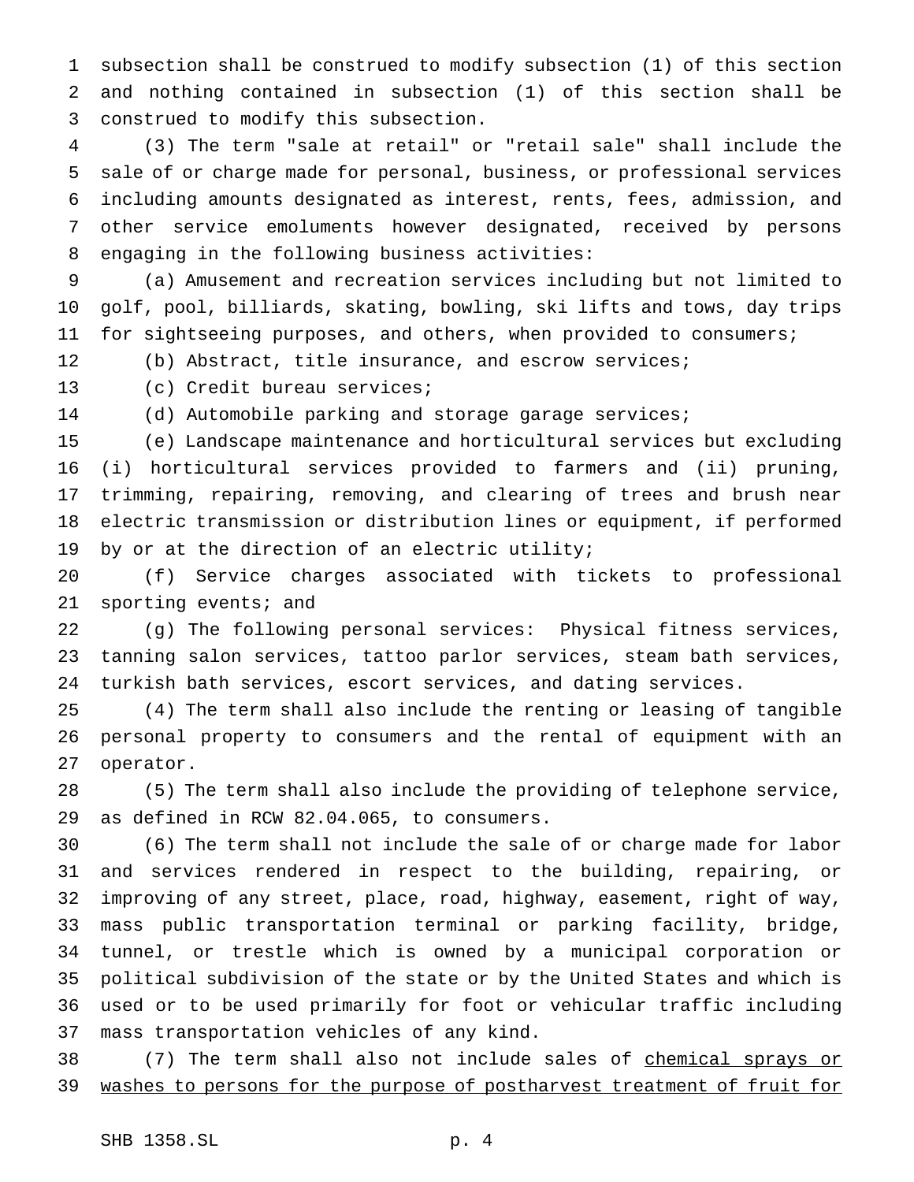subsection shall be construed to modify subsection (1) of this section and nothing contained in subsection (1) of this section shall be construed to modify this subsection.

(3) The term "sale at retail" or "retail sale" shall include the sale of or charge made for personal, business, or professional services including amounts designated as interest, rents, fees, admission, and other service emoluments however designated, received by persons engaging in the following business activities:

(a) Amusement and recreation services including but not limited to golf, pool, billiards, skating, bowling, ski lifts and tows, day trips for sightseeing purposes, and others, when provided to consumers;

(b) Abstract, title insurance, and escrow services;

(c) Credit bureau services;

(d) Automobile parking and storage garage services;

(e) Landscape maintenance and horticultural services but excluding (i) horticultural services provided to farmers and (ii) pruning, trimming, repairing, removing, and clearing of trees and brush near electric transmission or distribution lines or equipment, if performed by or at the direction of an electric utility;

(f) Service charges associated with tickets to professional sporting events; and

(g) The following personal services: Physical fitness services, tanning salon services, tattoo parlor services, steam bath services, turkish bath services, escort services, and dating services.

(4) The term shall also include the renting or leasing of tangible personal property to consumers and the rental of equipment with an operator.

(5) The term shall also include the providing of telephone service, as defined in RCW 82.04.065, to consumers.

(6) The term shall not include the sale of or charge made for labor and services rendered in respect to the building, repairing, or improving of any street, place, road, highway, easement, right of way, mass public transportation terminal or parking facility, bridge, tunnel, or trestle which is owned by a municipal corporation or political subdivision of the state or by the United States and which is used or to be used primarily for foot or vehicular traffic including mass transportation vehicles of any kind.

(7) The term shall also not include sales of <u>chemical sprays or washes to persons for the purpose of postharvest treatment of fruit for</u>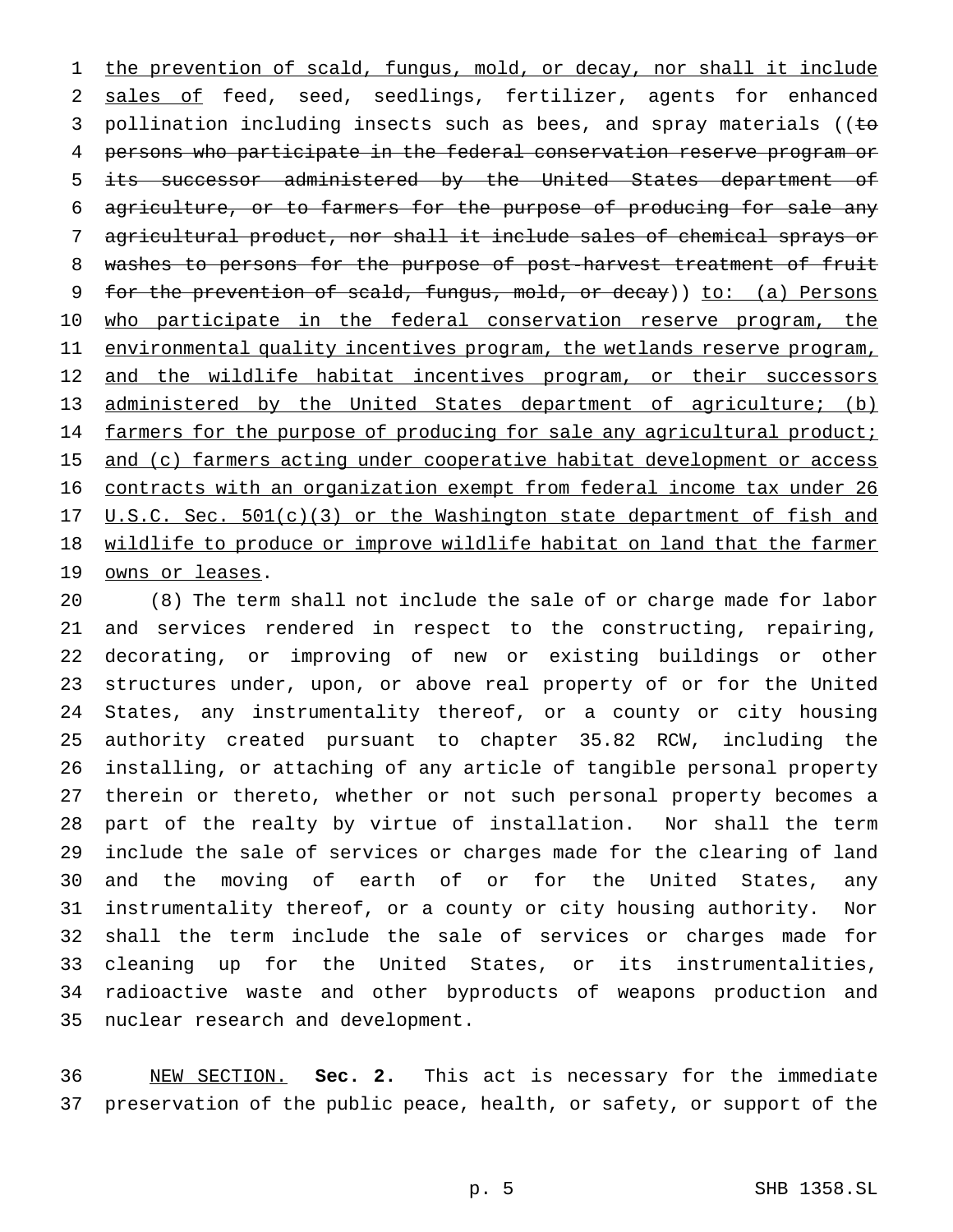the prevention of scald, fungus, mold, or decay, nor shall it include sales of feed, seed, seedlings, fertilizer, agents for enhanced pollination including insects such as bees, and spray materials ((~~to persons who participate in the federal conservation reserve program or its successor administered by the United States department of agriculture, or to farmers for the purpose of producing for sale any agricultural product, nor shall it include sales of chemical sprays or washes to persons for the purpose of post-harvest treatment of fruit for the prevention of scald, fungus, mold, or decay~~)) to: (a) Persons who participate in the federal conservation reserve program, the environmental quality incentives program, the wetlands reserve program, and the wildlife habitat incentives program, or their successors administered by the United States department of agriculture; (b) farmers for the purpose of producing for sale any agricultural product; and (c) farmers acting under cooperative habitat development or access contracts with an organization exempt from federal income tax under 26 U.S.C. Sec. 501(c)(3) or the Washington state department of fish and wildlife to produce or improve wildlife habitat on land that the farmer owns or leases.

(8) The term shall not include the sale of or charge made for labor and services rendered in respect to the constructing, repairing, decorating, or improving of new or existing buildings or other structures under, upon, or above real property of or for the United States, any instrumentality thereof, or a county or city housing authority created pursuant to chapter 35.82 RCW, including the installing, or attaching of any article of tangible personal property therein or thereto, whether or not such personal property becomes a part of the realty by virtue of installation. Nor shall the term include the sale of services or charges made for the clearing of land and the moving of earth of or for the United States, any instrumentality thereof, or a county or city housing authority. Nor shall the term include the sale of services or charges made for cleaning up for the United States, or its instrumentalities, radioactive waste and other byproducts of weapons production and nuclear research and development.

NEW SECTION. **Sec. 2.** This act is necessary for the immediate preservation of the public peace, health, or safety, or support of the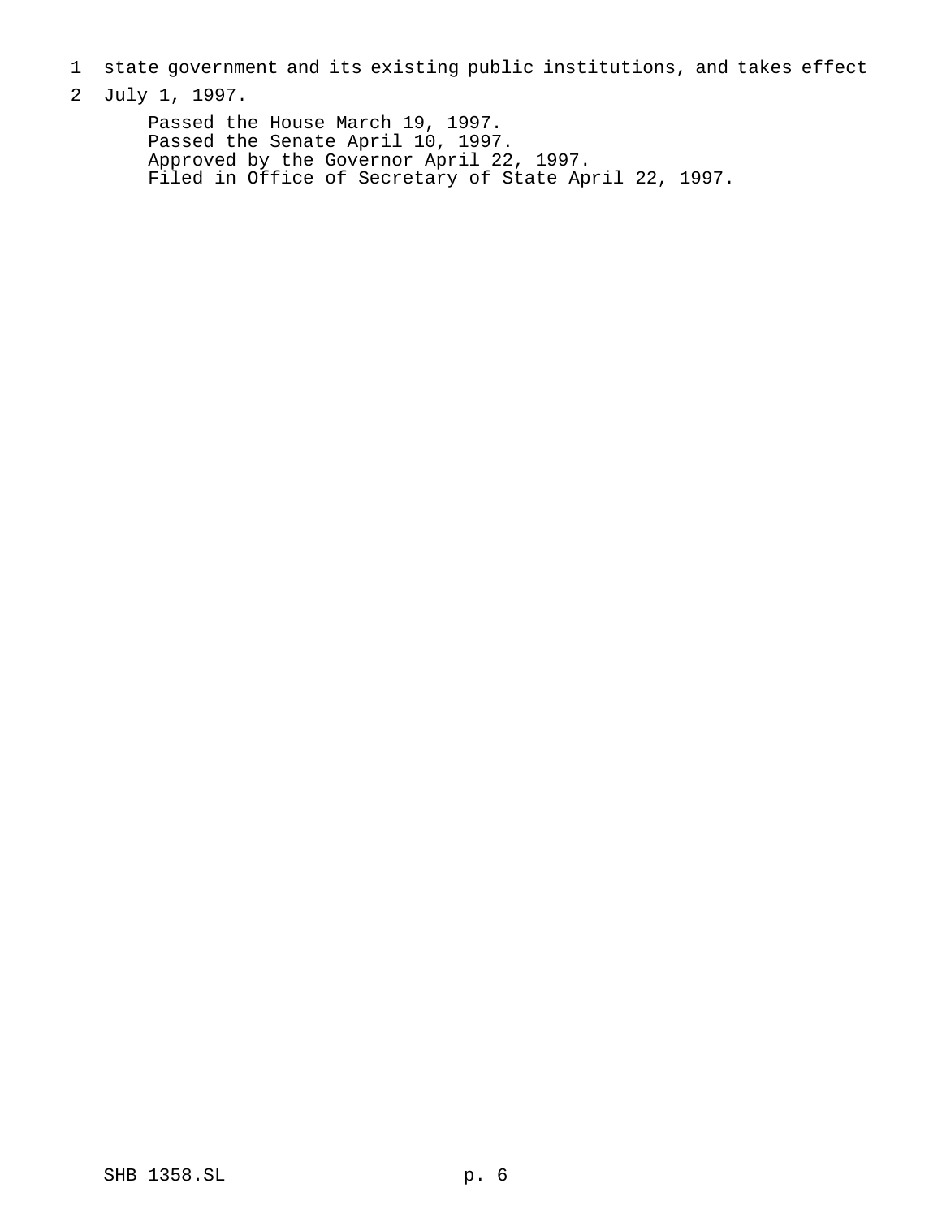state government and its existing public institutions, and takes effect July 1, 1997.

Passed the House March 19, 1997.
Passed the Senate April 10, 1997.
Approved by the Governor April 22, 1997.
Filed in Office of Secretary of State April 22, 1997.